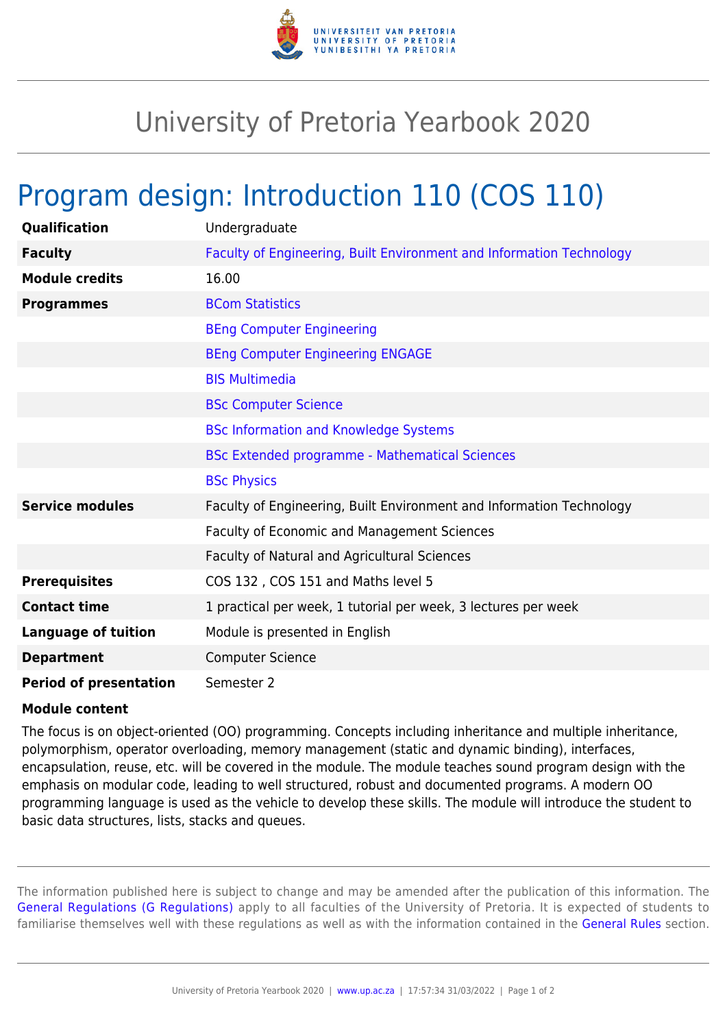# University of Pretoria Yearbook 2020

## Program design: Introduction 110 (COS 110)

| | |
|---|---|
| **Qualification** | Undergraduate |
| **Faculty** | Faculty of Engineering, Built Environment and Information Technology |
| **Module credits** | 16.00 |
| **Programmes** | BCom Statistics |
| | BEng Computer Engineering |
| | BEng Computer Engineering ENGAGE |
| | BIS Multimedia |
| | BSc Computer Science |
| | BSc Information and Knowledge Systems |
| | BSc Extended programme - Mathematical Sciences |
| | BSc Physics |
| **Service modules** | Faculty of Engineering, Built Environment and Information Technology |
| | Faculty of Economic and Management Sciences |
| | Faculty of Natural and Agricultural Sciences |
| **Prerequisites** | COS 132 , COS 151 and Maths level 5 |
| **Contact time** | 1 practical per week, 1 tutorial per week, 3 lectures per week |
| **Language of tuition** | Module is presented in English |
| **Department** | Computer Science |
| **Period of presentation** | Semester 2 |

**Module content**

The focus is on object-oriented (OO) programming. Concepts including inheritance and multiple inheritance, polymorphism, operator overloading, memory management (static and dynamic binding), interfaces, encapsulation, reuse, etc. will be covered in the module. The module teaches sound program design with the emphasis on modular code, leading to well structured, robust and documented programs. A modern OO programming language is used as the vehicle to develop these skills. The module will introduce the student to basic data structures, lists, stacks and queues.

The information published here is subject to change and may be amended after the publication of this information. The General Regulations (G Regulations) apply to all faculties of the University of Pretoria. It is expected of students to familiarise themselves well with these regulations as well as with the information contained in the General Rules section.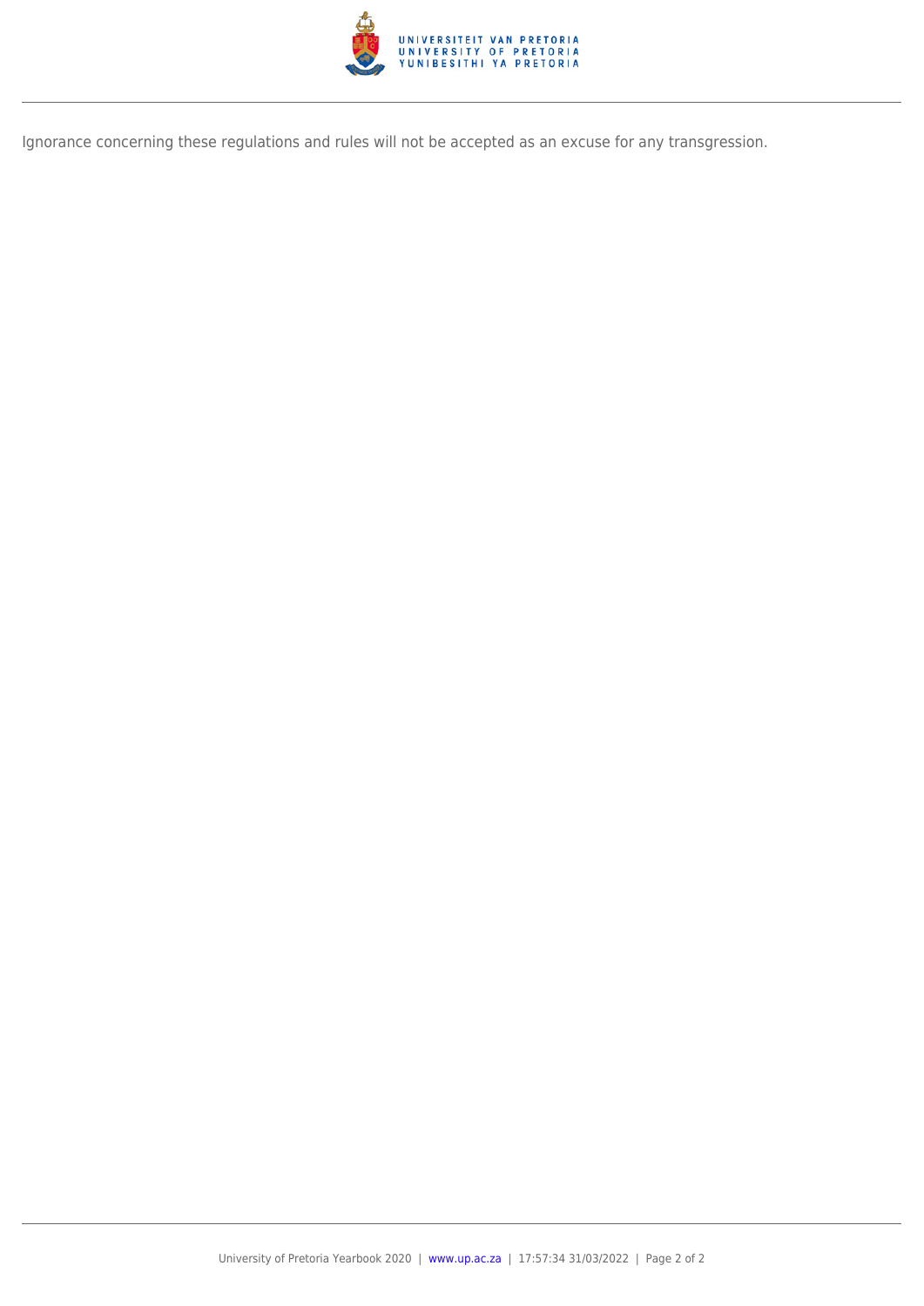Ignorance concerning these regulations and rules will not be accepted as an excuse for any transgression.